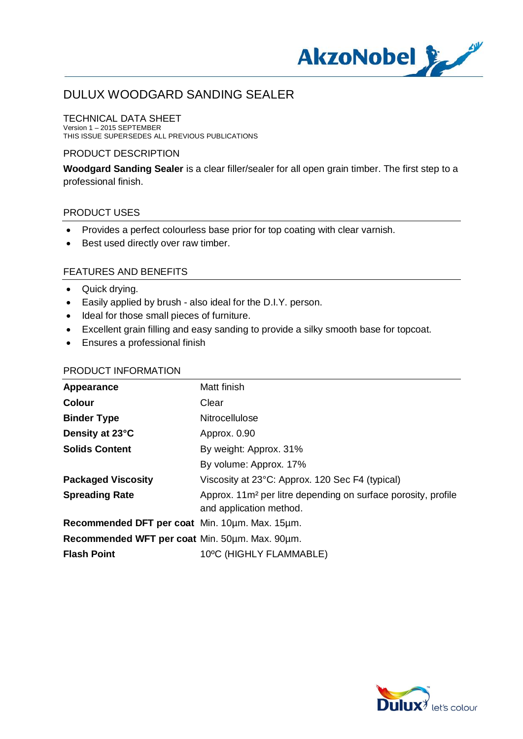# DULUX WOODGARD SANDING SEALER

## TECHNICAL DATA SHEET

Version 1 – 2015 SEPTEMBER
THIS ISSUE SUPERSEDES ALL PREVIOUS PUBLICATIONS

## PRODUCT DESCRIPTION

**Woodgard Sanding Sealer** is a clear filler/sealer for all open grain timber. The first step to a professional finish.

## PRODUCT USES

- Provides a perfect colourless base prior for top coating with clear varnish.
- Best used directly over raw timber.

## FEATURES AND BENEFITS

- Quick drying.
- Easily applied by brush - also ideal for the D.I.Y. person.
- Ideal for those small pieces of furniture.
- Excellent grain filling and easy sanding to provide a silky smooth base for topcoat.
- Ensures a professional finish

## PRODUCT INFORMATION

| | |
|---|---|
| **Appearance** | Matt finish |
| **Colour** | Clear |
| **Binder Type** | Nitrocellulose |
| **Density at 23°C** | Approx. 0.90 |
| **Solids Content** | By weight: Approx. 31% |
| | By volume: Approx. 17% |
| **Packaged Viscosity** | Viscosity at 23°C: Approx. 120 Sec F4 (typical) |
| **Spreading Rate** | Approx. 11m² per litre depending on surface porosity, profile and application method. |
| **Recommended DFT per coat** | Min. 10µm. Max. 15µm. |
| **Recommended WFT per coat** | Min. 50µm. Max. 90µm. |
| **Flash Point** | 10ºC (HIGHLY FLAMMABLE) |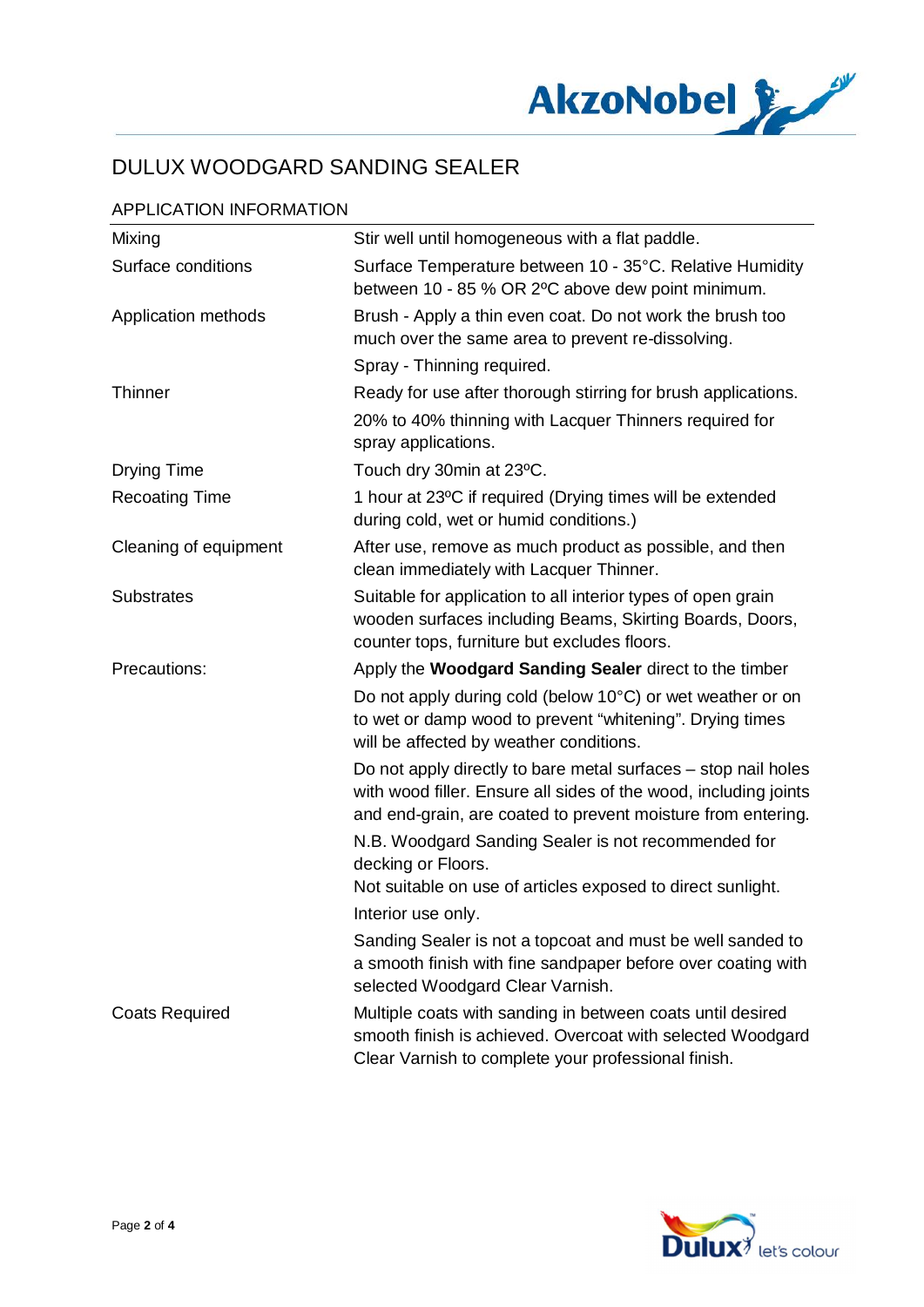# DULUX WOODGARD SANDING SEALER

## APPLICATION INFORMATION

| | |
|---|---|
| Mixing | Stir well until homogeneous with a flat paddle. |
| Surface conditions | Surface Temperature between 10 - 35°C. Relative Humidity between 10 - 85 % OR 2ºC above dew point minimum. |
| Application methods | Brush - Apply a thin even coat. Do not work the brush too much over the same area to prevent re-dissolving.<br>Spray - Thinning required. |
| Thinner | Ready for use after thorough stirring for brush applications.<br>20% to 40% thinning with Lacquer Thinners required for spray applications. |
| Drying Time | Touch dry 30min at 23ºC. |
| Recoating Time | 1 hour at 23ºC if required (Drying times will be extended during cold, wet or humid conditions.) |
| Cleaning of equipment | After use, remove as much product as possible, and then clean immediately with Lacquer Thinner. |
| Substrates | Suitable for application to all interior types of open grain wooden surfaces including Beams, Skirting Boards, Doors, counter tops, furniture but excludes floors. |
| Precautions: | Apply the **Woodgard Sanding Sealer** direct to the timber<br>Do not apply during cold (below 10°C) or wet weather or on to wet or damp wood to prevent "whitening". Drying times will be affected by weather conditions.<br>Do not apply directly to bare metal surfaces – stop nail holes with wood filler. Ensure all sides of the wood, including joints and end-grain, are coated to prevent moisture from entering.<br>N.B. Woodgard Sanding Sealer is not recommended for decking or Floors.<br>Not suitable on use of articles exposed to direct sunlight.<br>Interior use only.<br>Sanding Sealer is not a topcoat and must be well sanded to a smooth finish with fine sandpaper before over coating with selected Woodgard Clear Varnish. |
| Coats Required | Multiple coats with sanding in between coats until desired smooth finish is achieved. Overcoat with selected Woodgard Clear Varnish to complete your professional finish. |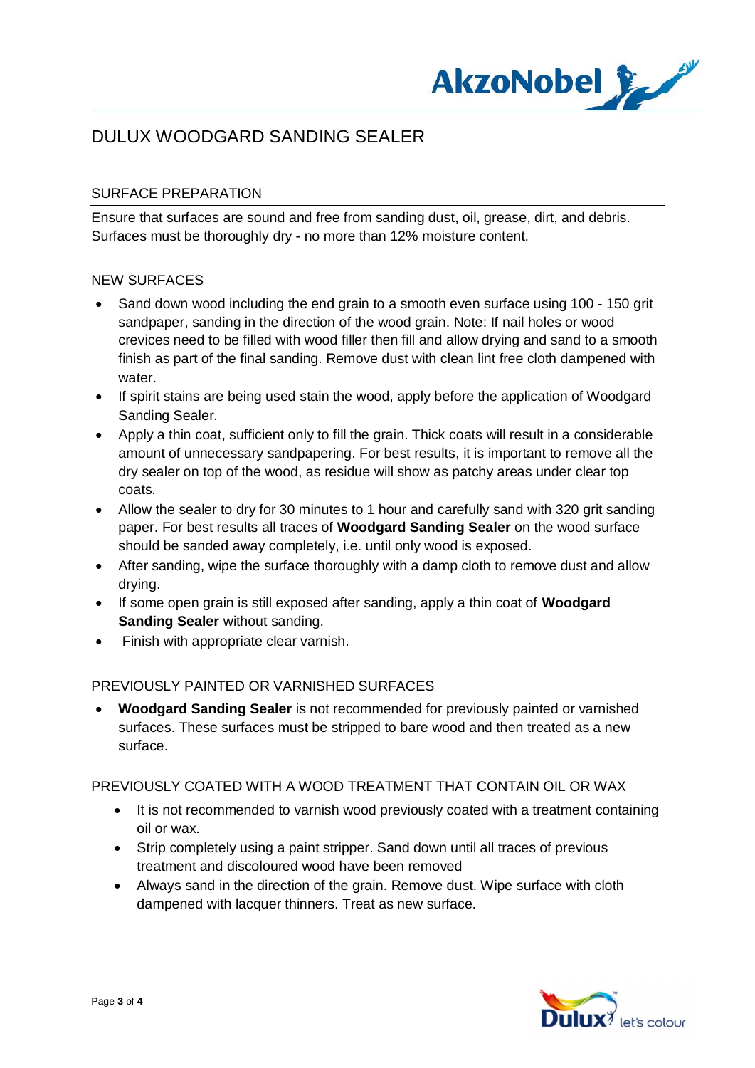# DULUX WOODGARD SANDING SEALER

## SURFACE PREPARATION

Ensure that surfaces are sound and free from sanding dust, oil, grease, dirt, and debris. Surfaces must be thoroughly dry - no more than 12% moisture content.

## NEW SURFACES

- Sand down wood including the end grain to a smooth even surface using 100 - 150 grit sandpaper, sanding in the direction of the wood grain. Note: If nail holes or wood crevices need to be filled with wood filler then fill and allow drying and sand to a smooth finish as part of the final sanding. Remove dust with clean lint free cloth dampened with water.
- If spirit stains are being used stain the wood, apply before the application of Woodgard Sanding Sealer.
- Apply a thin coat, sufficient only to fill the grain. Thick coats will result in a considerable amount of unnecessary sandpapering. For best results, it is important to remove all the dry sealer on top of the wood, as residue will show as patchy areas under clear top coats.
- Allow the sealer to dry for 30 minutes to 1 hour and carefully sand with 320 grit sanding paper. For best results all traces of **Woodgard Sanding Sealer** on the wood surface should be sanded away completely, i.e. until only wood is exposed.
- After sanding, wipe the surface thoroughly with a damp cloth to remove dust and allow drying.
- If some open grain is still exposed after sanding, apply a thin coat of **Woodgard Sanding Sealer** without sanding.
- Finish with appropriate clear varnish.

## PREVIOUSLY PAINTED OR VARNISHED SURFACES

- **Woodgard Sanding Sealer** is not recommended for previously painted or varnished surfaces. These surfaces must be stripped to bare wood and then treated as a new surface.

## PREVIOUSLY COATED WITH A WOOD TREATMENT THAT CONTAIN OIL OR WAX

- It is not recommended to varnish wood previously coated with a treatment containing oil or wax.
- Strip completely using a paint stripper. Sand down until all traces of previous treatment and discoloured wood have been removed
- Always sand in the direction of the grain. Remove dust. Wipe surface with cloth dampened with lacquer thinners. Treat as new surface.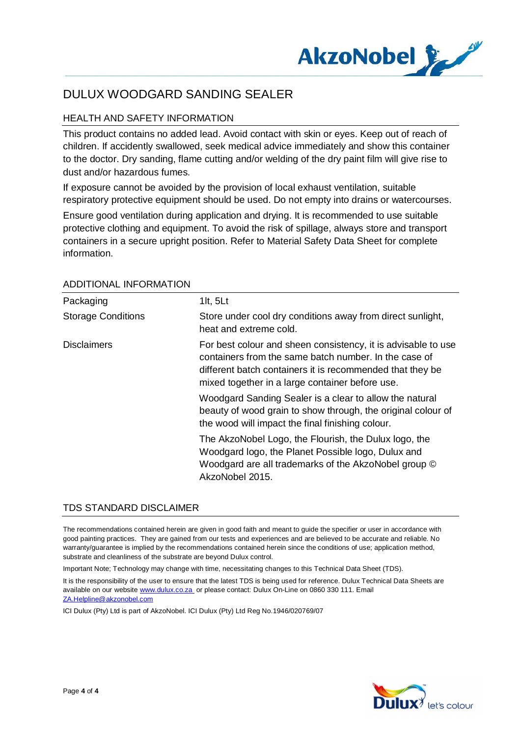# DULUX WOODGARD SANDING SEALER

## HEALTH AND SAFETY INFORMATION

This product contains no added lead. Avoid contact with skin or eyes. Keep out of reach of children. If accidently swallowed, seek medical advice immediately and show this container to the doctor. Dry sanding, flame cutting and/or welding of the dry paint film will give rise to dust and/or hazardous fumes.

If exposure cannot be avoided by the provision of local exhaust ventilation, suitable respiratory protective equipment should be used. Do not empty into drains or watercourses.

Ensure good ventilation during application and drying. It is recommended to use suitable protective clothing and equipment. To avoid the risk of spillage, always store and transport containers in a secure upright position. Refer to Material Safety Data Sheet for complete information.

## ADDITIONAL INFORMATION

| | |
|---|---|
| Packaging | 1lt, 5Lt |
| Storage Conditions | Store under cool dry conditions away from direct sunlight, heat and extreme cold. |
| Disclaimers | For best colour and sheen consistency, it is advisable to use containers from the same batch number. In the case of different batch containers it is recommended that they be mixed together in a large container before use. |
| | Woodgard Sanding Sealer is a clear to allow the natural beauty of wood grain to show through, the original colour of the wood will impact the final finishing colour. |
| | The AkzoNobel Logo, the Flourish, the Dulux logo, the Woodgard logo, the Planet Possible logo, Dulux and Woodgard are all trademarks of the AkzoNobel group © AkzoNobel 2015. |

## TDS STANDARD DISCLAIMER

The recommendations contained herein are given in good faith and meant to guide the specifier or user in accordance with good painting practices. They are gained from our tests and experiences and are believed to be accurate and reliable. No warranty/guarantee is implied by the recommendations contained herein since the conditions of use; application method, substrate and cleanliness of the substrate are beyond Dulux control.

Important Note; Technology may change with time, necessitating changes to this Technical Data Sheet (TDS).

It is the responsibility of the user to ensure that the latest TDS is being used for reference. Dulux Technical Data Sheets are available on our website www.dulux.co.za or please contact: Dulux On-Line on 0860 330 111. Email ZA.Helpline@akzonobel.com

ICI Dulux (Pty) Ltd is part of AkzoNobel. ICI Dulux (Pty) Ltd Reg No.1946/020769/07